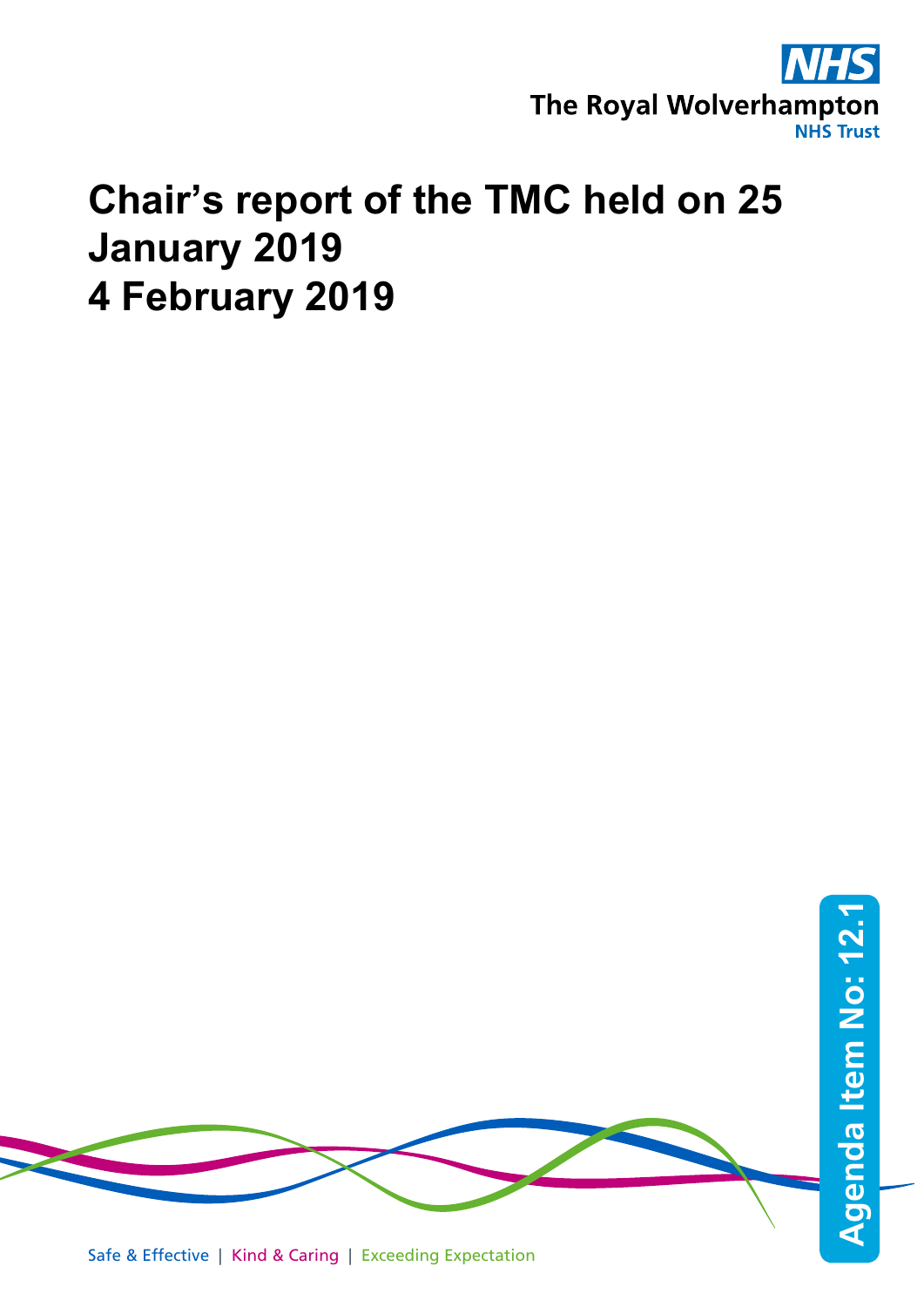NHS

The Royal Wolverhampton

NHS Trust

# Chair's report of the TMC held on 25 January 2019
# 4 February 2019

Agenda Item No: 12.1

Safe & Effective | Kind & Caring | Exceeding Expectation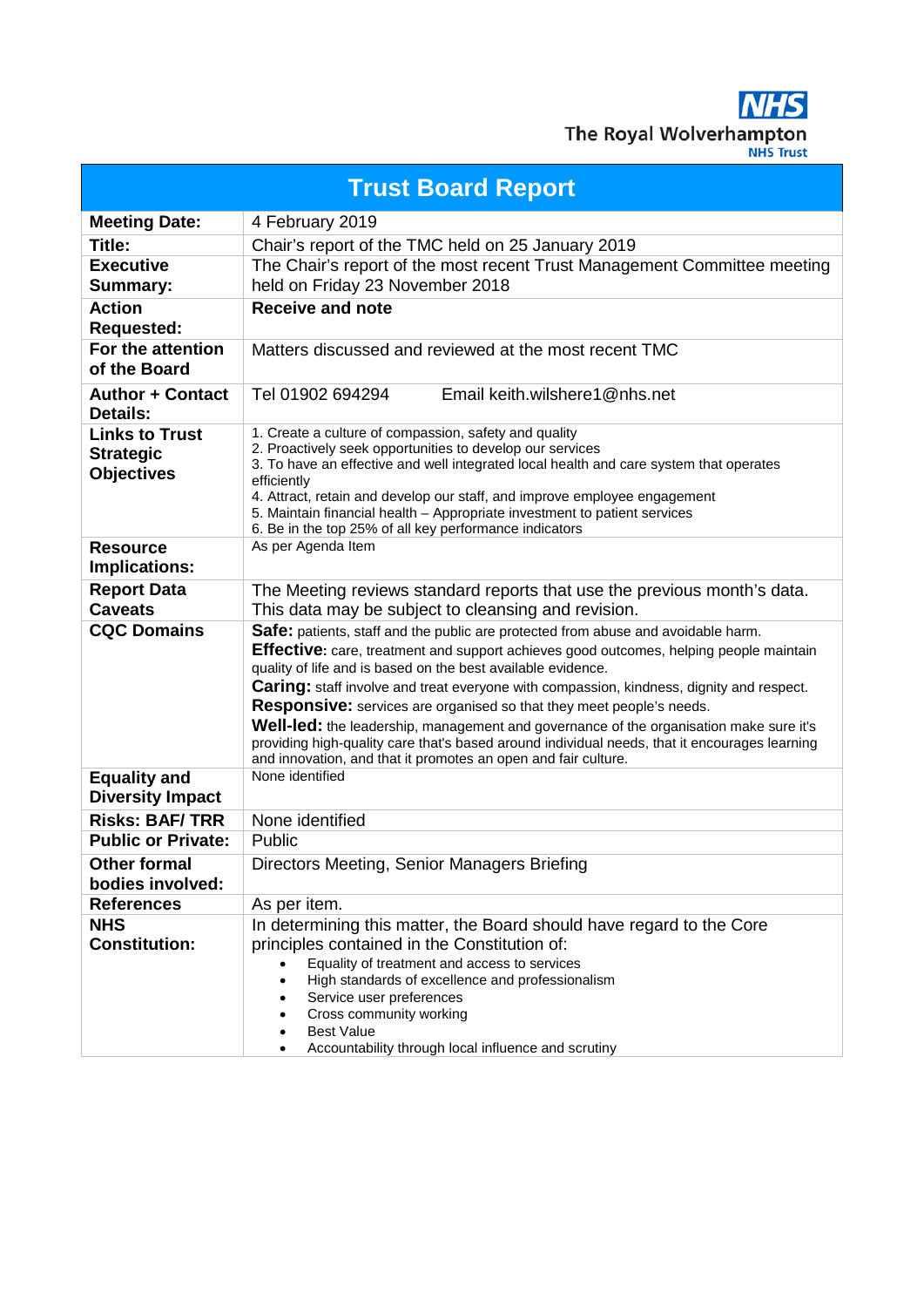The Royal Wolverhampton NHS Trust

# Trust Board Report

| | |
|---|---|
| **Meeting Date:** | 4 February 2019 |
| **Title:** | Chair's report of the TMC held on 25 January 2019 |
| **Executive Summary:** | The Chair's report of the most recent Trust Management Committee meeting held on Friday 23 November 2018 |
| **Action Requested:** | **Receive and note** |
| **For the attention of the Board** | Matters discussed and reviewed at the most recent TMC |
| **Author + Contact Details:** | Tel 01902 694294 Email keith.wilshere1@nhs.net |
| **Links to Trust Strategic Objectives** | 1. Create a culture of compassion, safety and quality<br>2. Proactively seek opportunities to develop our services<br>3. To have an effective and well integrated local health and care system that operates efficiently<br>4. Attract, retain and develop our staff, and improve employee engagement<br>5. Maintain financial health – Appropriate investment to patient services<br>6. Be in the top 25% of all key performance indicators |
| **Resource Implications:** | As per Agenda Item |
| **Report Data Caveats** | The Meeting reviews standard reports that use the previous month's data. This data may be subject to cleansing and revision. |
| **CQC Domains** | **Safe:** patients, staff and the public are protected from abuse and avoidable harm.<br>**Effective:** care, treatment and support achieves good outcomes, helping people maintain quality of life and is based on the best available evidence.<br>**Caring:** staff involve and treat everyone with compassion, kindness, dignity and respect.<br>**Responsive:** services are organised so that they meet people's needs.<br>**Well-led:** the leadership, management and governance of the organisation make sure it's providing high-quality care that's based around individual needs, that it encourages learning and innovation, and that it promotes an open and fair culture. |
| **Equality and Diversity Impact** | None identified |
| **Risks: BAF/ TRR** | None identified |
| **Public or Private:** | Public |
| **Other formal bodies involved:** | Directors Meeting, Senior Managers Briefing |
| **References** | As per item. |
| **NHS Constitution:** | In determining this matter, the Board should have regard to the Core principles contained in the Constitution of:<br>• Equality of treatment and access to services<br>• High standards of excellence and professionalism<br>• Service user preferences<br>• Cross community working<br>• Best Value<br>• Accountability through local influence and scrutiny |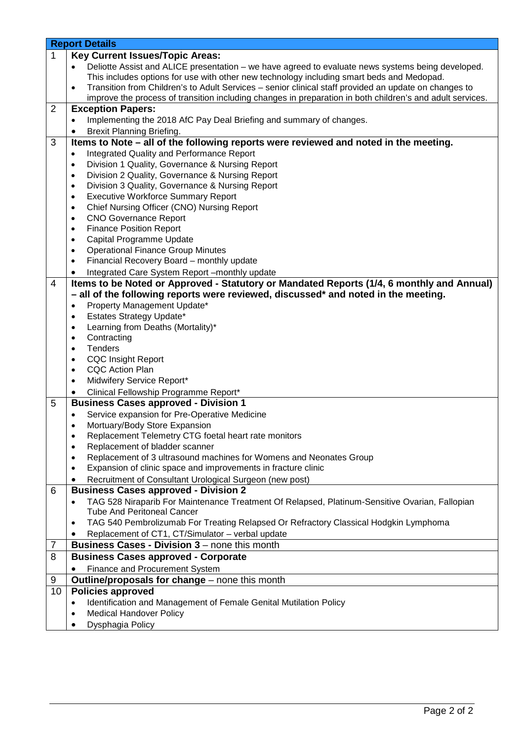| Report Details | |
|---|---|
| 1 | **Key Current Issues/Topic Areas:**<br>• Deliotte Assist and ALICE presentation – we have agreed to evaluate news systems being developed. This includes options for use with other new technology including smart beds and Medopad.<br>• Transition from Children's to Adult Services – senior clinical staff provided an update on changes to improve the process of transition including changes in preparation in both children's and adult services. |
| 2 | **Exception Papers:**<br>• Implementing the 2018 AfC Pay Deal Briefing and summary of changes.<br>• Brexit Planning Briefing. |
| 3 | **Items to Note – all of the following reports were reviewed and noted in the meeting.**<br>• Integrated Quality and Performance Report<br>• Division 1 Quality, Governance & Nursing Report<br>• Division 2 Quality, Governance & Nursing Report<br>• Division 3 Quality, Governance & Nursing Report<br>• Executive Workforce Summary Report<br>• Chief Nursing Officer (CNO) Nursing Report<br>• CNO Governance Report<br>• Finance Position Report<br>• Capital Programme Update<br>• Operational Finance Group Minutes<br>• Financial Recovery Board – monthly update<br>• Integrated Care System Report –monthly update |
| 4 | **Items to be Noted or Approved - Statutory or Mandated Reports (1/4, 6 monthly and Annual) – all of the following reports were reviewed, discussed* and noted in the meeting.**<br>• Property Management Update*<br>• Estates Strategy Update*<br>• Learning from Deaths (Mortality)*<br>• Contracting<br>• Tenders<br>• CQC Insight Report<br>• CQC Action Plan<br>• Midwifery Service Report*<br>• Clinical Fellowship Programme Report* |
| 5 | **Business Cases approved - Division 1**<br>• Service expansion for Pre-Operative Medicine<br>• Mortuary/Body Store Expansion<br>• Replacement Telemetry CTG foetal heart rate monitors<br>• Replacement of bladder scanner<br>• Replacement of 3 ultrasound machines for Womens and Neonates Group<br>• Expansion of clinic space and improvements in fracture clinic<br>• Recruitment of Consultant Urological Surgeon (new post) |
| 6 | **Business Cases approved - Division 2**<br>• TAG 528 Niraparib For Maintenance Treatment Of Relapsed, Platinum-Sensitive Ovarian, Fallopian Tube And Peritoneal Cancer<br>• TAG 540 Pembrolizumab For Treating Relapsed Or Refractory Classical Hodgkin Lymphoma<br>• Replacement of CT1, CT/Simulator – verbal update |
| 7 | **Business Cases - Division 3** – none this month |
| 8 | **Business Cases approved - Corporate**<br>• Finance and Procurement System |
| 9 | **Outline/proposals for change** – none this month |
| 10 | **Policies approved**<br>• Identification and Management of Female Genital Mutilation Policy<br>• Medical Handover Policy<br>• Dysphagia Policy |